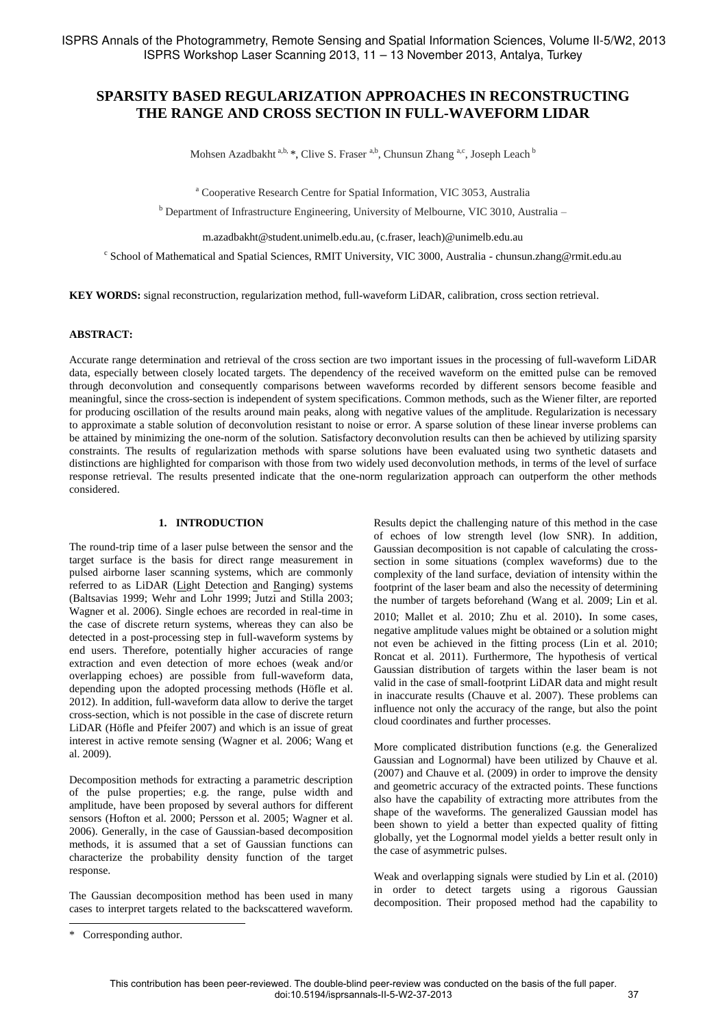# SPARSITY BASED REGULARIZATION APPROACHES IN RECONSTRUCTING THE RANGE AND CROSS SECTION IN FULL-WAVEFORM LIDAR

Mohsen Azadbakht [a,b,*], Clive S. Fraser [a,b], Chunsun Zhang [a,c], Joseph Leach [b]

[a] Cooperative Research Centre for Spatial Information, VIC 3053, Australia

[b] Department of Infrastructure Engineering, University of Melbourne, VIC 3010, Australia –

m.azadbakht@student.unimelb.edu.au, (c.fraser, leach)@unimelb.edu.au

[c] School of Mathematical and Spatial Sciences, RMIT University, VIC 3000, Australia - chunsun.zhang@rmit.edu.au

**KEY WORDS:** signal reconstruction, regularization method, full-waveform LiDAR, calibration, cross section retrieval.

**ABSTRACT:**

Accurate range determination and retrieval of the cross section are two important issues in the processing of full-waveform LiDAR data, especially between closely located targets. The dependency of the received waveform on the emitted pulse can be removed through deconvolution and consequently comparisons between waveforms recorded by different sensors become feasible and meaningful, since the cross-section is independent of system specifications. Common methods, such as the Wiener filter, are reported for producing oscillation of the results around main peaks, along with negative values of the amplitude. Regularization is necessary to approximate a stable solution of deconvolution resistant to noise or error. A sparse solution of these linear inverse problems can be attained by minimizing the one-norm of the solution. Satisfactory deconvolution results can then be achieved by utilizing sparsity constraints. The results of regularization methods with sparse solutions have been evaluated using two synthetic datasets and distinctions are highlighted for comparison with those from two widely used deconvolution methods, in terms of the level of surface response retrieval. The results presented indicate that the one-norm regularization approach can outperform the other methods considered.

## 1. INTRODUCTION

The round-trip time of a laser pulse between the sensor and the target surface is the basis for direct range measurement in pulsed airborne laser scanning systems, which are commonly referred to as LiDAR (Light Detection and Ranging) systems (Baltsavias 1999; Wehr and Lohr 1999; Jutzi and Stilla 2003; Wagner et al. 2006). Single echoes are recorded in real-time in the case of discrete return systems, whereas they can also be detected in a post-processing step in full-waveform systems by end users. Therefore, potentially higher accuracies of range extraction and even detection of more echoes (weak and/or overlapping echoes) are possible from full-waveform data, depending upon the adopted processing methods (Höfle et al. 2012). In addition, full-waveform data allow to derive the target cross-section, which is not possible in the case of discrete return LiDAR (Höfle and Pfeifer 2007) and which is an issue of great interest in active remote sensing (Wagner et al. 2006; Wang et al. 2009).

Decomposition methods for extracting a parametric description of the pulse properties; e.g. the range, pulse width and amplitude, have been proposed by several authors for different sensors (Hofton et al. 2000; Persson et al. 2005; Wagner et al. 2006). Generally, in the case of Gaussian-based decomposition methods, it is assumed that a set of Gaussian functions can characterize the probability density function of the target response.

The Gaussian decomposition method has been used in many cases to interpret targets related to the backscattered waveform. Results depict the challenging nature of this method in the case of echoes of low strength level (low SNR). In addition, Gaussian decomposition is not capable of calculating the cross-section in some situations (complex waveforms) due to the complexity of the land surface, deviation of intensity within the footprint of the laser beam and also the necessity of determining the number of targets beforehand (Wang et al. 2009; Lin et al. 2010; Mallet et al. 2010; Zhu et al. 2010). In some cases, negative amplitude values might be obtained or a solution might not even be achieved in the fitting process (Lin et al. 2010; Roncat et al. 2011). Furthermore, The hypothesis of vertical Gaussian distribution of targets within the laser beam is not valid in the case of small-footprint LiDAR data and might result in inaccurate results (Chauve et al. 2007). These problems can influence not only the accuracy of the range, but also the point cloud coordinates and further processes.

More complicated distribution functions (e.g. the Generalized Gaussian and Lognormal) have been utilized by Chauve et al. (2007) and Chauve et al. (2009) in order to improve the density and geometric accuracy of the extracted points. These functions also have the capability of extracting more attributes from the shape of the waveforms. The generalized Gaussian model has been shown to yield a better than expected quality of fitting globally, yet the Lognormal model yields a better result only in the case of asymmetric pulses.

Weak and overlapping signals were studied by Lin et al. (2010) in order to detect targets using a rigorous Gaussian decomposition. Their proposed method had the capability to

\* Corresponding author.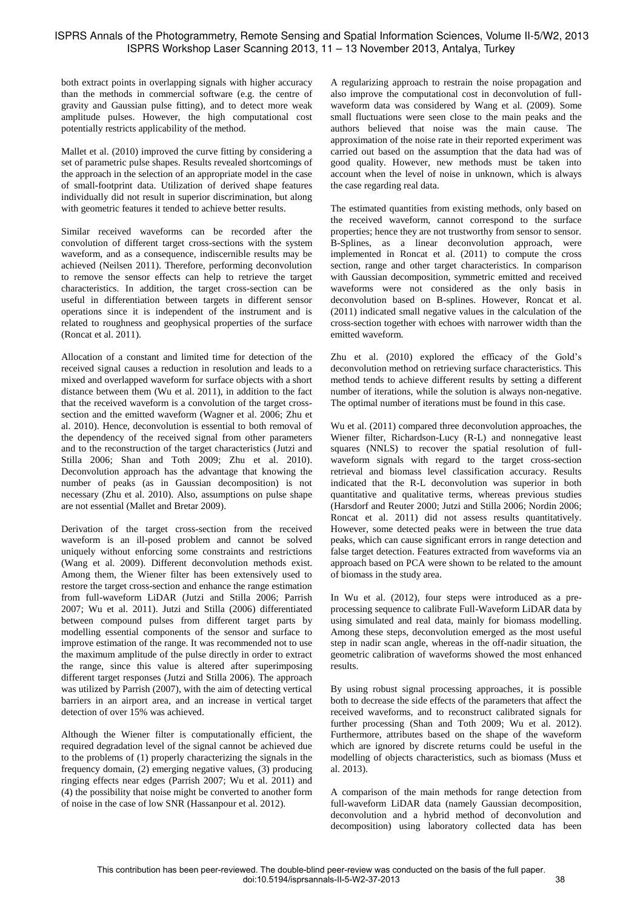both extract points in overlapping signals with higher accuracy than the methods in commercial software (e.g. the centre of gravity and Gaussian pulse fitting), and to detect more weak amplitude pulses. However, the high computational cost potentially restricts applicability of the method.

Mallet et al. (2010) improved the curve fitting by considering a set of parametric pulse shapes. Results revealed shortcomings of the approach in the selection of an appropriate model in the case of small-footprint data. Utilization of derived shape features individually did not result in superior discrimination, but along with geometric features it tended to achieve better results.

Similar received waveforms can be recorded after the convolution of different target cross-sections with the system waveform, and as a consequence, indiscernible results may be achieved (Neilsen 2011). Therefore, performing deconvolution to remove the sensor effects can help to retrieve the target characteristics. In addition, the target cross-section can be useful in differentiation between targets in different sensor operations since it is independent of the instrument and is related to roughness and geophysical properties of the surface (Roncat et al. 2011).

Allocation of a constant and limited time for detection of the received signal causes a reduction in resolution and leads to a mixed and overlapped waveform for surface objects with a short distance between them (Wu et al. 2011), in addition to the fact that the received waveform is a convolution of the target cross-section and the emitted waveform (Wagner et al. 2006; Zhu et al. 2010). Hence, deconvolution is essential to both removal of the dependency of the received signal from other parameters and to the reconstruction of the target characteristics (Jutzi and Stilla 2006; Shan and Toth 2009; Zhu et al. 2010). Deconvolution approach has the advantage that knowing the number of peaks (as in Gaussian decomposition) is not necessary (Zhu et al. 2010). Also, assumptions on pulse shape are not essential (Mallet and Bretar 2009).

Derivation of the target cross-section from the received waveform is an ill-posed problem and cannot be solved uniquely without enforcing some constraints and restrictions (Wang et al. 2009). Different deconvolution methods exist. Among them, the Wiener filter has been extensively used to restore the target cross-section and enhance the range estimation from full-waveform LiDAR (Jutzi and Stilla 2006; Parrish 2007; Wu et al. 2011). Jutzi and Stilla (2006) differentiated between compound pulses from different target parts by modelling essential components of the sensor and surface to improve estimation of the range. It was recommended not to use the maximum amplitude of the pulse directly in order to extract the range, since this value is altered after superimposing different target responses (Jutzi and Stilla 2006). The approach was utilized by Parrish (2007), with the aim of detecting vertical barriers in an airport area, and an increase in vertical target detection of over 15% was achieved.

Although the Wiener filter is computationally efficient, the required degradation level of the signal cannot be achieved due to the problems of (1) properly characterizing the signals in the frequency domain, (2) emerging negative values, (3) producing ringing effects near edges (Parrish 2007; Wu et al. 2011) and (4) the possibility that noise might be converted to another form of noise in the case of low SNR (Hassanpour et al. 2012).

A regularizing approach to restrain the noise propagation and also improve the computational cost in deconvolution of full-waveform data was considered by Wang et al. (2009). Some small fluctuations were seen close to the main peaks and the authors believed that noise was the main cause. The approximation of the noise rate in their reported experiment was carried out based on the assumption that the data had was of good quality. However, new methods must be taken into account when the level of noise in unknown, which is always the case regarding real data.

The estimated quantities from existing methods, only based on the received waveform, cannot correspond to the surface properties; hence they are not trustworthy from sensor to sensor. B-Splines, as a linear deconvolution approach, were implemented in Roncat et al. (2011) to compute the cross section, range and other target characteristics. In comparison with Gaussian decomposition, symmetric emitted and received waveforms were not considered as the only basis in deconvolution based on B-splines. However, Roncat et al. (2011) indicated small negative values in the calculation of the cross-section together with echoes with narrower width than the emitted waveform.

Zhu et al. (2010) explored the efficacy of the Gold's deconvolution method on retrieving surface characteristics. This method tends to achieve different results by setting a different number of iterations, while the solution is always non-negative. The optimal number of iterations must be found in this case.

Wu et al. (2011) compared three deconvolution approaches, the Wiener filter, Richardson-Lucy (R-L) and nonnegative least squares (NNLS) to recover the spatial resolution of full-waveform signals with regard to the target cross-section retrieval and biomass level classification accuracy. Results indicated that the R-L deconvolution was superior in both quantitative and qualitative terms, whereas previous studies (Harsdorf and Reuter 2000; Jutzi and Stilla 2006; Nordin 2006; Roncat et al. 2011) did not assess results quantitatively. However, some detected peaks were in between the true data peaks, which can cause significant errors in range detection and false target detection. Features extracted from waveforms via an approach based on PCA were shown to be related to the amount of biomass in the study area.

In Wu et al. (2012), four steps were introduced as a pre-processing sequence to calibrate Full-Waveform LiDAR data by using simulated and real data, mainly for biomass modelling. Among these steps, deconvolution emerged as the most useful step in nadir scan angle, whereas in the off-nadir situation, the geometric calibration of waveforms showed the most enhanced results.

By using robust signal processing approaches, it is possible both to decrease the side effects of the parameters that affect the received waveforms, and to reconstruct calibrated signals for further processing (Shan and Toth 2009; Wu et al. 2012). Furthermore, attributes based on the shape of the waveform which are ignored by discrete returns could be useful in the modelling of objects characteristics, such as biomass (Muss et al. 2013).

A comparison of the main methods for range detection from full-waveform LiDAR data (namely Gaussian decomposition, deconvolution and a hybrid method of deconvolution and decomposition) using laboratory collected data has been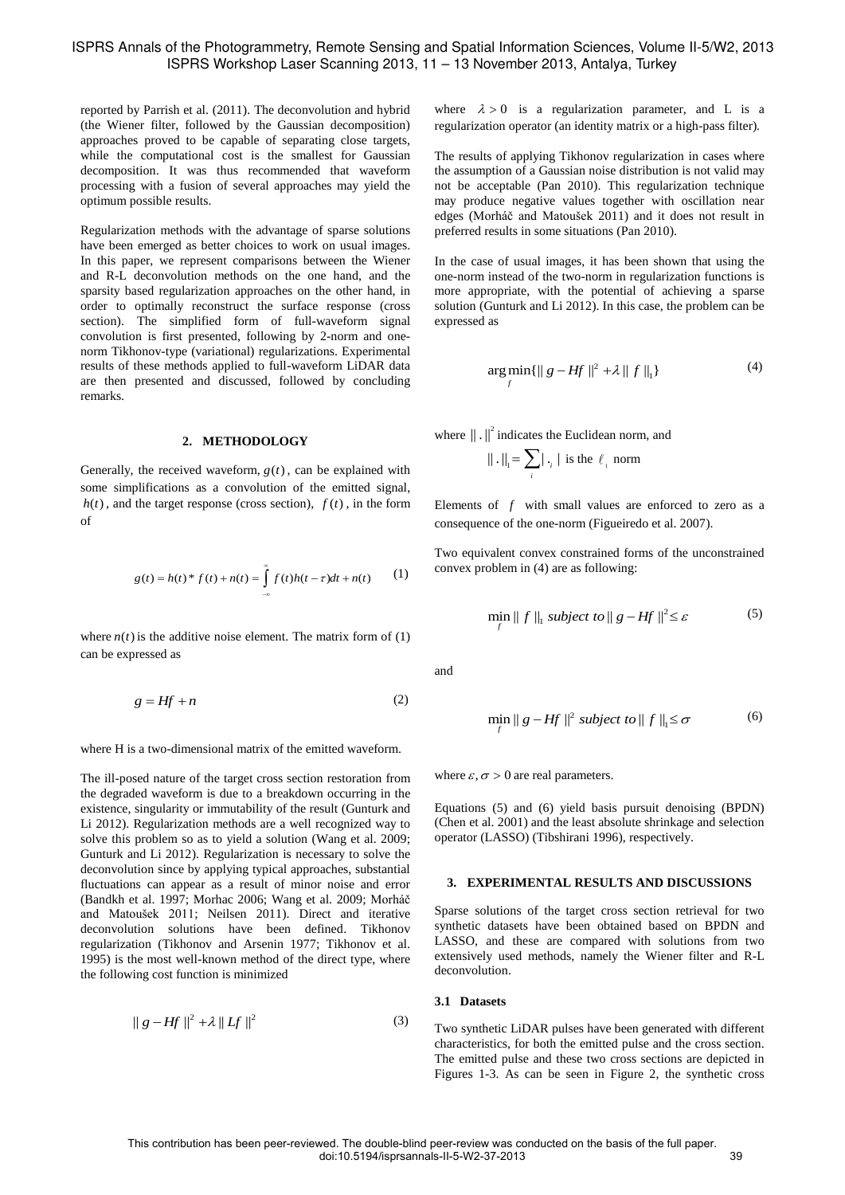reported by Parrish et al. (2011). The deconvolution and hybrid (the Wiener filter, followed by the Gaussian decomposition) approaches proved to be capable of separating close targets, while the computational cost is the smallest for Gaussian decomposition. It was thus recommended that waveform processing with a fusion of several approaches may yield the optimum possible results.

Regularization methods with the advantage of sparse solutions have been emerged as better choices to work on usual images. In this paper, we represent comparisons between the Wiener and R-L deconvolution methods on the one hand, and the sparsity based regularization approaches on the other hand, in order to optimally reconstruct the surface response (cross section). The simplified form of full-waveform signal convolution is first presented, following by 2-norm and one-norm Tikhonov-type (variational) regularizations. Experimental results of these methods applied to full-waveform LiDAR data are then presented and discussed, followed by concluding remarks.

## 2. METHODOLOGY

Generally, the received waveform, $g(t)$, can be explained with some simplifications as a convolution of the emitted signal, $h(t)$, and the target response (cross section), $f(t)$, in the form of

$$g(t) = h(t) * f(t) + n(t) = \int_{-\infty}^{\infty} f(t)h(t-\tau)dt + n(t) \qquad (1)$$

where $n(t)$ is the additive noise element. The matrix form of (1) can be expressed as

$$g = Hf + n \qquad (2)$$

where H is a two-dimensional matrix of the emitted waveform.

The ill-posed nature of the target cross section restoration from the degraded waveform is due to a breakdown occurring in the existence, singularity or immutability of the result (Gunturk and Li 2012). Regularization methods are a well recognized way to solve this problem so as to yield a solution (Wang et al. 2009; Gunturk and Li 2012). Regularization is necessary to solve the deconvolution since by applying typical approaches, substantial fluctuations can appear as a result of minor noise and error (Bandkh et al. 1997; Morhac 2006; Wang et al. 2009; Morháč and Matoušek 2011; Neilsen 2011). Direct and iterative deconvolution solutions have been defined. Tikhonov regularization (Tikhonov and Arsenin 1977; Tikhonov et al. 1995) is the most well-known method of the direct type, where the following cost function is minimized

$$\| g - Hf \|^2 + \lambda \| Lf \|^2 \qquad (3)$$

where $\lambda > 0$ is a regularization parameter, and L is a regularization operator (an identity matrix or a high-pass filter).

The results of applying Tikhonov regularization in cases where the assumption of a Gaussian noise distribution is not valid may not be acceptable (Pan 2010). This regularization technique may produce negative values together with oscillation near edges (Morháč and Matoušek 2011) and it does not result in preferred results in some situations (Pan 2010).

In the case of usual images, it has been shown that using the one-norm instead of the two-norm in regularization functions is more appropriate, with the potential of achieving a sparse solution (Gunturk and Li 2012). In this case, the problem can be expressed as

$$\arg\min_{f} \{ \| g - Hf \|^2 + \lambda \| f \|_1 \} \qquad (4)$$

where $\| . \|^2$ indicates the Euclidean norm, and

$\| . \|_1 = \sum_i | ._i |$ is the $\ell_1$ norm

Elements of $f$ with small values are enforced to zero as a consequence of the one-norm (Figueiredo et al. 2007).

Two equivalent convex constrained forms of the unconstrained convex problem in (4) are as following:

$$\min_{f} \| f \|_1 \ subject\ to \| g - Hf \|^2 \leq \varepsilon \qquad (5)$$

and

$$\min_{f} \| g - Hf \|^2 \ subject\ to \| f \|_1 \leq \sigma \qquad (6)$$

where $\varepsilon, \sigma > 0$ are real parameters.

Equations (5) and (6) yield basis pursuit denoising (BPDN) (Chen et al. 2001) and the least absolute shrinkage and selection operator (LASSO) (Tibshirani 1996), respectively.

## 3. EXPERIMENTAL RESULTS AND DISCUSSIONS

Sparse solutions of the target cross section retrieval for two synthetic datasets have been obtained based on BPDN and LASSO, and these are compared with solutions from two extensively used methods, namely the Wiener filter and R-L deconvolution.

### 3.1 Datasets

Two synthetic LiDAR pulses have been generated with different characteristics, for both the emitted pulse and the cross section. The emitted pulse and these two cross sections are depicted in Figures 1-3. As can be seen in Figure 2, the synthetic cross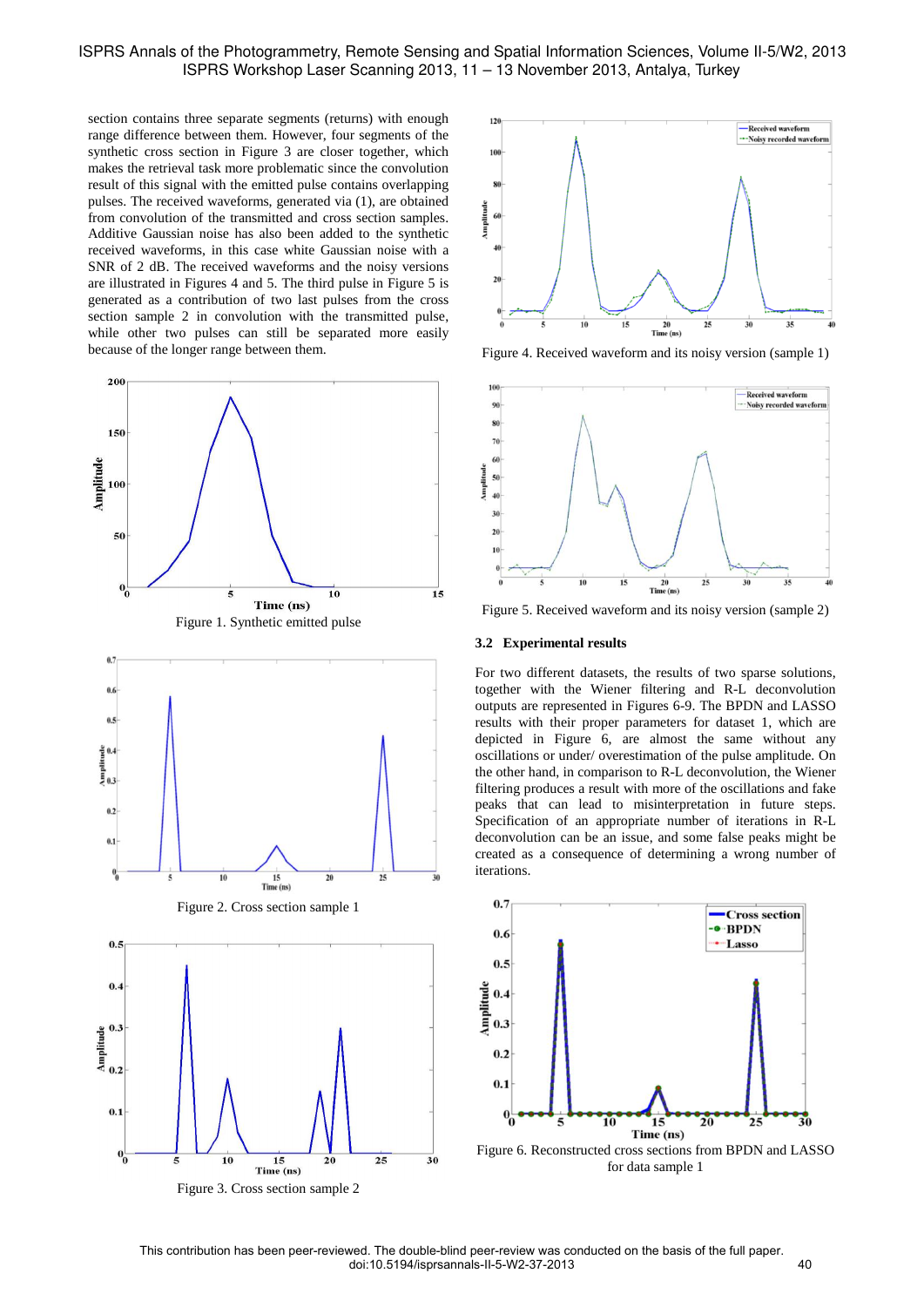section contains three separate segments (returns) with enough range difference between them. However, four segments of the synthetic cross section in Figure 3 are closer together, which makes the retrieval task more problematic since the convolution result of this signal with the emitted pulse contains overlapping pulses. The received waveforms, generated via (1), are obtained from convolution of the transmitted and cross section samples. Additive Gaussian noise has also been added to the synthetic received waveforms, in this case white Gaussian noise with a SNR of 2 dB. The received waveforms and the noisy versions are illustrated in Figures 4 and 5. The third pulse in Figure 5 is generated as a contribution of two last pulses from the cross section sample 2 in convolution with the transmitted pulse, while other two pulses can still be separated more easily because of the longer range between them.

Figure 1. Synthetic emitted pulse

Figure 2. Cross section sample 1

Figure 3. Cross section sample 2

Figure 4. Received waveform and its noisy version (sample 1)

Figure 5. Received waveform and its noisy version (sample 2)

### 3.2 Experimental results

For two different datasets, the results of two sparse solutions, together with the Wiener filtering and R-L deconvolution outputs are represented in Figures 6-9. The BPDN and LASSO results with their proper parameters for dataset 1, which are depicted in Figure 6, are almost the same without any oscillations or under/ overestimation of the pulse amplitude. On the other hand, in comparison to R-L deconvolution, the Wiener filtering produces a result with more of the oscillations and fake peaks that can lead to misinterpretation in future steps. Specification of an appropriate number of iterations in R-L deconvolution can be an issue, and some false peaks might be created as a consequence of determining a wrong number of iterations.

Figure 6. Reconstructed cross sections from BPDN and LASSO for data sample 1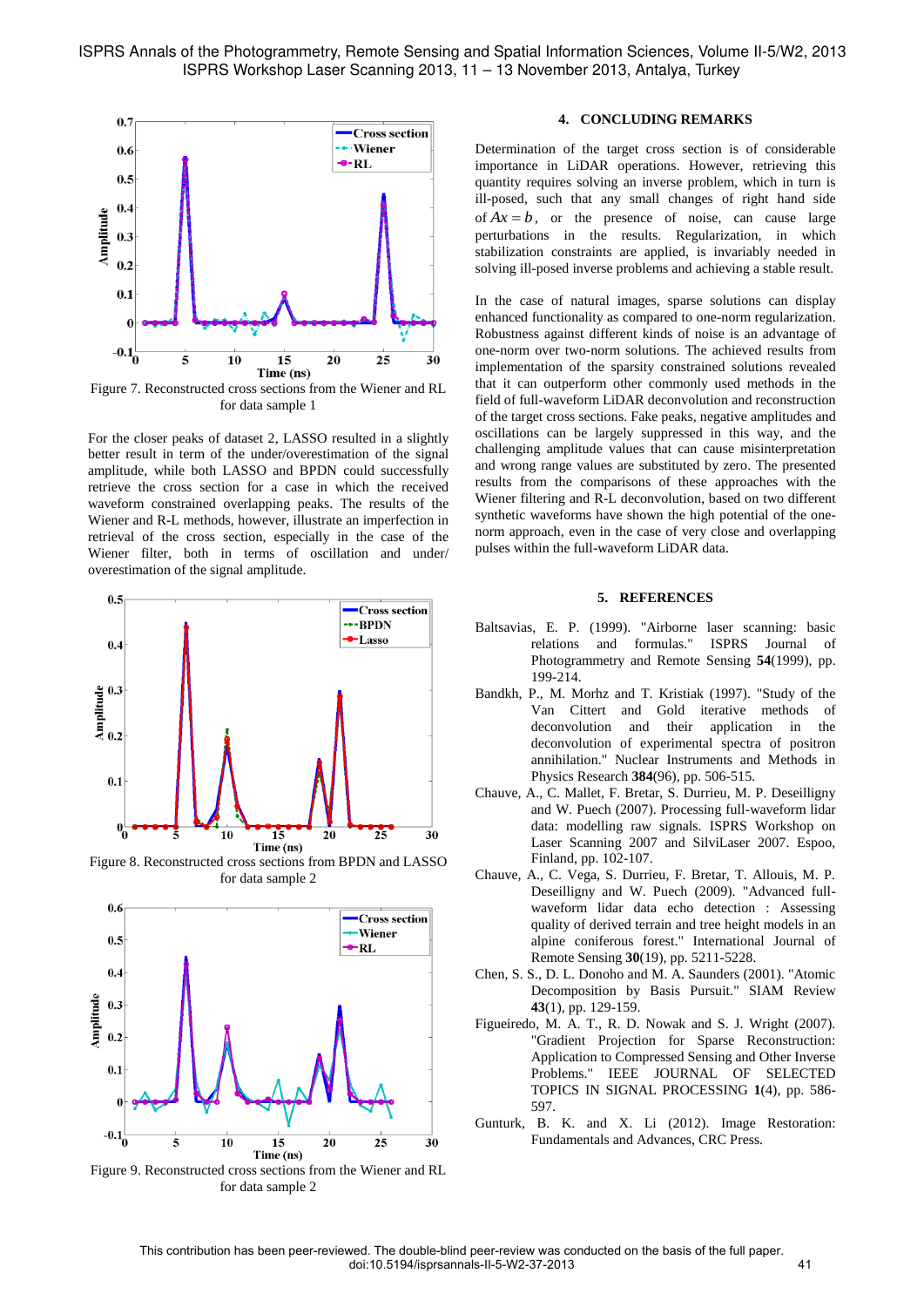Figure 7. Reconstructed cross sections from the Wiener and RL for data sample 1

For the closer peaks of dataset 2, LASSO resulted in a slightly better result in term of the under/overestimation of the signal amplitude, while both LASSO and BPDN could successfully retrieve the cross section for a case in which the received waveform constrained overlapping peaks. The results of the Wiener and R-L methods, however, illustrate an imperfection in retrieval of the cross section, especially in the case of the Wiener filter, both in terms of oscillation and under/ overestimation of the signal amplitude.

Figure 8. Reconstructed cross sections from BPDN and LASSO for data sample 2

Figure 9. Reconstructed cross sections from the Wiener and RL for data sample 2

## 4. CONCLUDING REMARKS

Determination of the target cross section is of considerable importance in LiDAR operations. However, retrieving this quantity requires solving an inverse problem, which in turn is ill-posed, such that any small changes of right hand side of $Ax = b$, or the presence of noise, can cause large perturbations in the results. Regularization, in which stabilization constraints are applied, is invariably needed in solving ill-posed inverse problems and achieving a stable result.

In the case of natural images, sparse solutions can display enhanced functionality as compared to one-norm regularization. Robustness against different kinds of noise is an advantage of one-norm over two-norm solutions. The achieved results from implementation of the sparsity constrained solutions revealed that it can outperform other commonly used methods in the field of full-waveform LiDAR deconvolution and reconstruction of the target cross sections. Fake peaks, negative amplitudes and oscillations can be largely suppressed in this way, and the challenging amplitude values that can cause misinterpretation and wrong range values are substituted by zero. The presented results from the comparisons of these approaches with the Wiener filtering and R-L deconvolution, based on two different synthetic waveforms have shown the high potential of the one-norm approach, even in the case of very close and overlapping pulses within the full-waveform LiDAR data.

## 5. REFERENCES

Baltsavias, E. P. (1999). "Airborne laser scanning: basic relations and formulas." ISPRS Journal of Photogrammetry and Remote Sensing **54**(1999), pp. 199-214.

Bandkh, P., M. Morhz and T. Kristiak (1997). "Study of the Van Cittert and Gold iterative methods of deconvolution and their application in the deconvolution of experimental spectra of positron annihilation." Nuclear Instruments and Methods in Physics Research **384**(96), pp. 506-515.

Chauve, A., C. Mallet, F. Bretar, S. Durrieu, M. P. Deseilligny and W. Puech (2007). Processing full-waveform lidar data: modelling raw signals. ISPRS Workshop on Laser Scanning 2007 and SilviLaser 2007. Espoo, Finland, pp. 102-107.

Chauve, A., C. Vega, S. Durrieu, F. Bretar, T. Allouis, M. P. Deseilligny and W. Puech (2009). "Advanced full-waveform lidar data echo detection : Assessing quality of derived terrain and tree height models in an alpine coniferous forest." International Journal of Remote Sensing **30**(19), pp. 5211-5228.

Chen, S. S., D. L. Donoho and M. A. Saunders (2001). "Atomic Decomposition by Basis Pursuit." SIAM Review **43**(1), pp. 129-159.

Figueiredo, M. A. T., R. D. Nowak and S. J. Wright (2007). "Gradient Projection for Sparse Reconstruction: Application to Compressed Sensing and Other Inverse Problems." IEEE JOURNAL OF SELECTED TOPICS IN SIGNAL PROCESSING **1**(4), pp. 586-597.

Gunturk, B. K. and X. Li (2012). Image Restoration: Fundamentals and Advances, CRC Press.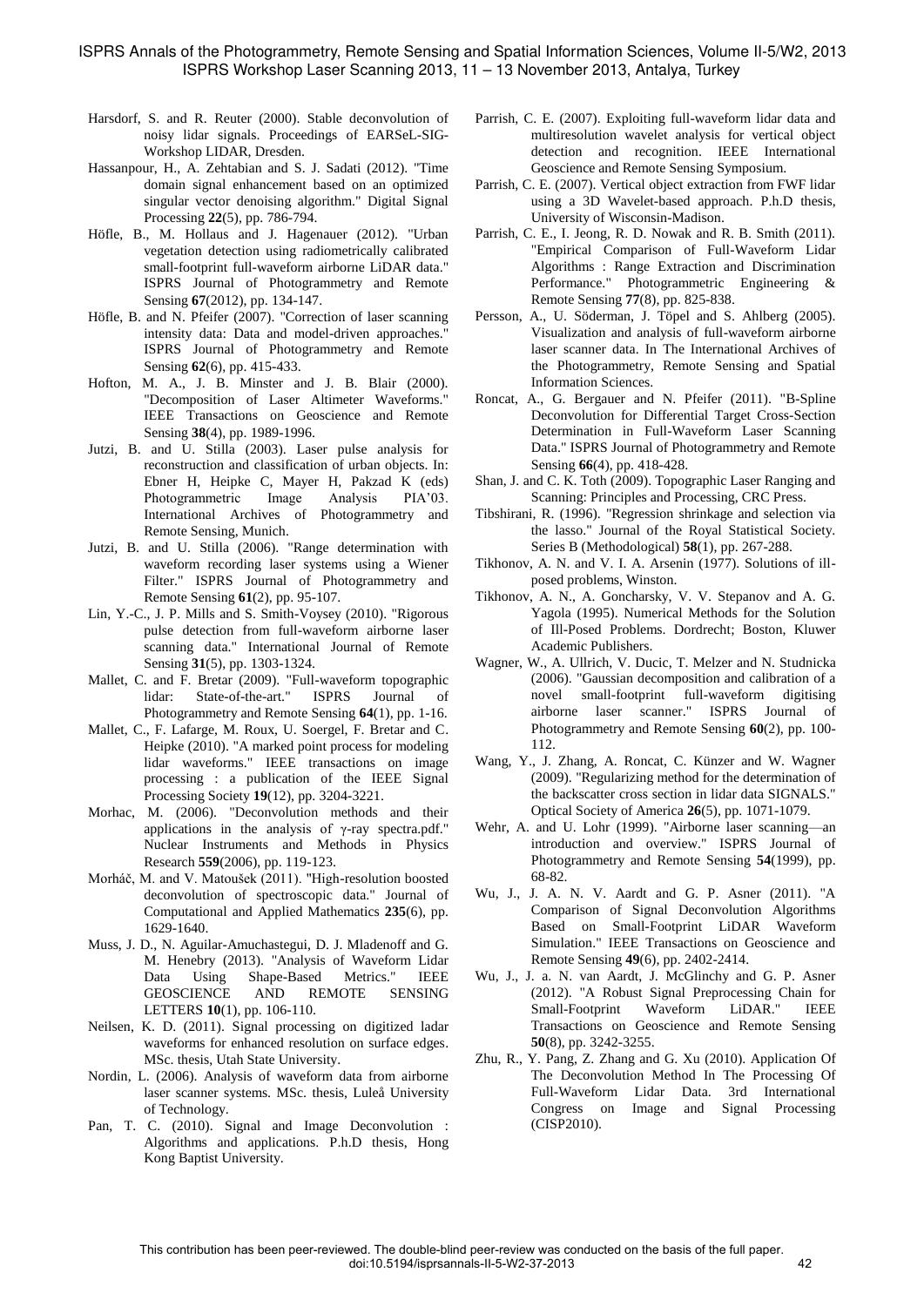Harsdorf, S. and R. Reuter (2000). Stable deconvolution of noisy lidar signals. Proceedings of EARSeL-SIG-Workshop LIDAR, Dresden.

Hassanpour, H., A. Zehtabian and S. J. Sadati (2012). "Time domain signal enhancement based on an optimized singular vector denoising algorithm." Digital Signal Processing **22**(5), pp. 786-794.

Höfle, B., M. Hollaus and J. Hagenauer (2012). "Urban vegetation detection using radiometrically calibrated small-footprint full-waveform airborne LiDAR data." ISPRS Journal of Photogrammetry and Remote Sensing **67**(2012), pp. 134-147.

Höfle, B. and N. Pfeifer (2007). "Correction of laser scanning intensity data: Data and model-driven approaches." ISPRS Journal of Photogrammetry and Remote Sensing **62**(6), pp. 415-433.

Hofton, M. A., J. B. Minster and J. B. Blair (2000). "Decomposition of Laser Altimeter Waveforms." IEEE Transactions on Geoscience and Remote Sensing **38**(4), pp. 1989-1996.

Jutzi, B. and U. Stilla (2003). Laser pulse analysis for reconstruction and classification of urban objects. In: Ebner H, Heipke C, Mayer H, Pakzad K (eds) Photogrammetric Image Analysis PIA'03. International Archives of Photogrammetry and Remote Sensing, Munich.

Jutzi, B. and U. Stilla (2006). "Range determination with waveform recording laser systems using a Wiener Filter." ISPRS Journal of Photogrammetry and Remote Sensing **61**(2), pp. 95-107.

Lin, Y.-C., J. P. Mills and S. Smith-Voysey (2010). "Rigorous pulse detection from full-waveform airborne laser scanning data." International Journal of Remote Sensing **31**(5), pp. 1303-1324.

Mallet, C. and F. Bretar (2009). "Full-waveform topographic lidar: State-of-the-art." ISPRS Journal of Photogrammetry and Remote Sensing **64**(1), pp. 1-16.

Mallet, C., F. Lafarge, M. Roux, U. Soergel, F. Bretar and C. Heipke (2010). "A marked point process for modeling lidar waveforms." IEEE transactions on image processing : a publication of the IEEE Signal Processing Society **19**(12), pp. 3204-3221.

Morhac, M. (2006). "Deconvolution methods and their applications in the analysis of γ-ray spectra.pdf." Nuclear Instruments and Methods in Physics Research **559**(2006), pp. 119-123.

Morháč, M. and V. Matoušek (2011). "High-resolution boosted deconvolution of spectroscopic data." Journal of Computational and Applied Mathematics **235**(6), pp. 1629-1640.

Muss, J. D., N. Aguilar-Amuchastegui, D. J. Mladenoff and G. M. Henebry (2013). "Analysis of Waveform Lidar Data Using Shape-Based Metrics." IEEE GEOSCIENCE AND REMOTE SENSING LETTERS **10**(1), pp. 106-110.

Neilsen, K. D. (2011). Signal processing on digitized ladar waveforms for enhanced resolution on surface edges. MSc. thesis, Utah State University.

Nordin, L. (2006). Analysis of waveform data from airborne laser scanner systems. MSc. thesis, Luleå University of Technology.

Pan, T. C. (2010). Signal and Image Deconvolution : Algorithms and applications. P.h.D thesis, Hong Kong Baptist University.

Parrish, C. E. (2007). Exploiting full-waveform lidar data and multiresolution wavelet analysis for vertical object detection and recognition. IEEE International Geoscience and Remote Sensing Symposium.

Parrish, C. E. (2007). Vertical object extraction from FWF lidar using a 3D Wavelet-based approach. P.h.D thesis, University of Wisconsin-Madison.

Parrish, C. E., I. Jeong, R. D. Nowak and R. B. Smith (2011). "Empirical Comparison of Full-Waveform Lidar Algorithms : Range Extraction and Discrimination Performance." Photogrammetric Engineering & Remote Sensing **77**(8), pp. 825-838.

Persson, A., U. Söderman, J. Töpel and S. Ahlberg (2005). Visualization and analysis of full-waveform airborne laser scanner data. In The International Archives of the Photogrammetry, Remote Sensing and Spatial Information Sciences.

Roncat, A., G. Bergauer and N. Pfeifer (2011). "B-Spline Deconvolution for Differential Target Cross-Section Determination in Full-Waveform Laser Scanning Data." ISPRS Journal of Photogrammetry and Remote Sensing **66**(4), pp. 418-428.

Shan, J. and C. K. Toth (2009). Topographic Laser Ranging and Scanning: Principles and Processing, CRC Press.

Tibshirani, R. (1996). "Regression shrinkage and selection via the lasso." Journal of the Royal Statistical Society. Series B (Methodological) **58**(1), pp. 267-288.

Tikhonov, A. N. and V. I. A. Arsenin (1977). Solutions of ill-posed problems, Winston.

Tikhonov, A. N., A. Goncharsky, V. V. Stepanov and A. G. Yagola (1995). Numerical Methods for the Solution of Ill-Posed Problems. Dordrecht; Boston, Kluwer Academic Publishers.

Wagner, W., A. Ullrich, V. Ducic, T. Melzer and N. Studnicka (2006). "Gaussian decomposition and calibration of a novel small-footprint full-waveform digitising airborne laser scanner." ISPRS Journal of Photogrammetry and Remote Sensing **60**(2), pp. 100-112.

Wang, Y., J. Zhang, A. Roncat, C. Künzer and W. Wagner (2009). "Regularizing method for the determination of the backscatter cross section in lidar data SIGNALS." Optical Society of America **26**(5), pp. 1071-1079.

Wehr, A. and U. Lohr (1999). "Airborne laser scanning—an introduction and overview." ISPRS Journal of Photogrammetry and Remote Sensing **54**(1999), pp. 68-82.

Wu, J., J. A. N. V. Aardt and G. P. Asner (2011). "A Comparison of Signal Deconvolution Algorithms Based on Small-Footprint LiDAR Waveform Simulation." IEEE Transactions on Geoscience and Remote Sensing **49**(6), pp. 2402-2414.

Wu, J., J. a. N. van Aardt, J. McGlinchy and G. P. Asner (2012). "A Robust Signal Preprocessing Chain for Small-Footprint Waveform LiDAR." IEEE Transactions on Geoscience and Remote Sensing **50**(8), pp. 3242-3255.

Zhu, R., Y. Pang, Z. Zhang and G. Xu (2010). Application Of The Deconvolution Method In The Processing Of Full-Waveform Lidar Data. 3rd International Congress on Image and Signal Processing (CISP2010).